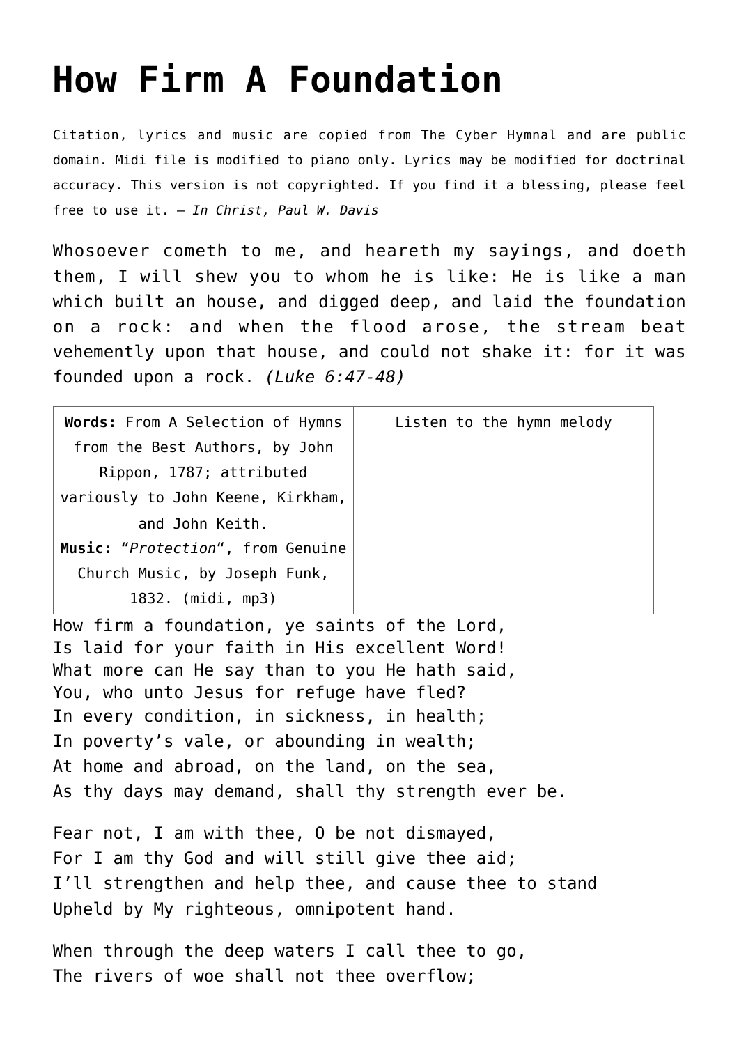# How Firm A Foundation

Citation, lyrics and music are copied from The Cyber Hymnal and are public domain. Midi file is modified to piano only. Lyrics may be modified for doctrinal accuracy. This version is not copyrighted. If you find it a blessing, please feel free to use it. — *In Christ, Paul W. Davis*

Whosoever cometh to me, and heareth my sayings, and doeth them, I will shew you to whom he is like: He is like a man which built an house, and digged deep, and laid the foundation on a rock: and when the flood arose, the stream beat vehemently upon that house, and could not shake it: for it was founded upon a rock. *(Luke 6:47-48)*

| **Words:** From A Selection of Hymns from the Best Authors, by John Rippon, 1787; attributed variously to John Keene, Kirkham, and John Keith.<br>**Music:** "*Protection*", from Genuine Church Music, by Joseph Funk, 1832. (midi, mp3) | Listen to the hymn melody |
|---|---|

How firm a foundation, ye saints of the Lord,
Is laid for your faith in His excellent Word!
What more can He say than to you He hath said,
You, who unto Jesus for refuge have fled?
In every condition, in sickness, in health;
In poverty's vale, or abounding in wealth;
At home and abroad, on the land, on the sea,
As thy days may demand, shall thy strength ever be.

Fear not, I am with thee, O be not dismayed,
For I am thy God and will still give thee aid;
I'll strengthen and help thee, and cause thee to stand
Upheld by My righteous, omnipotent hand.

When through the deep waters I call thee to go,
The rivers of woe shall not thee overflow;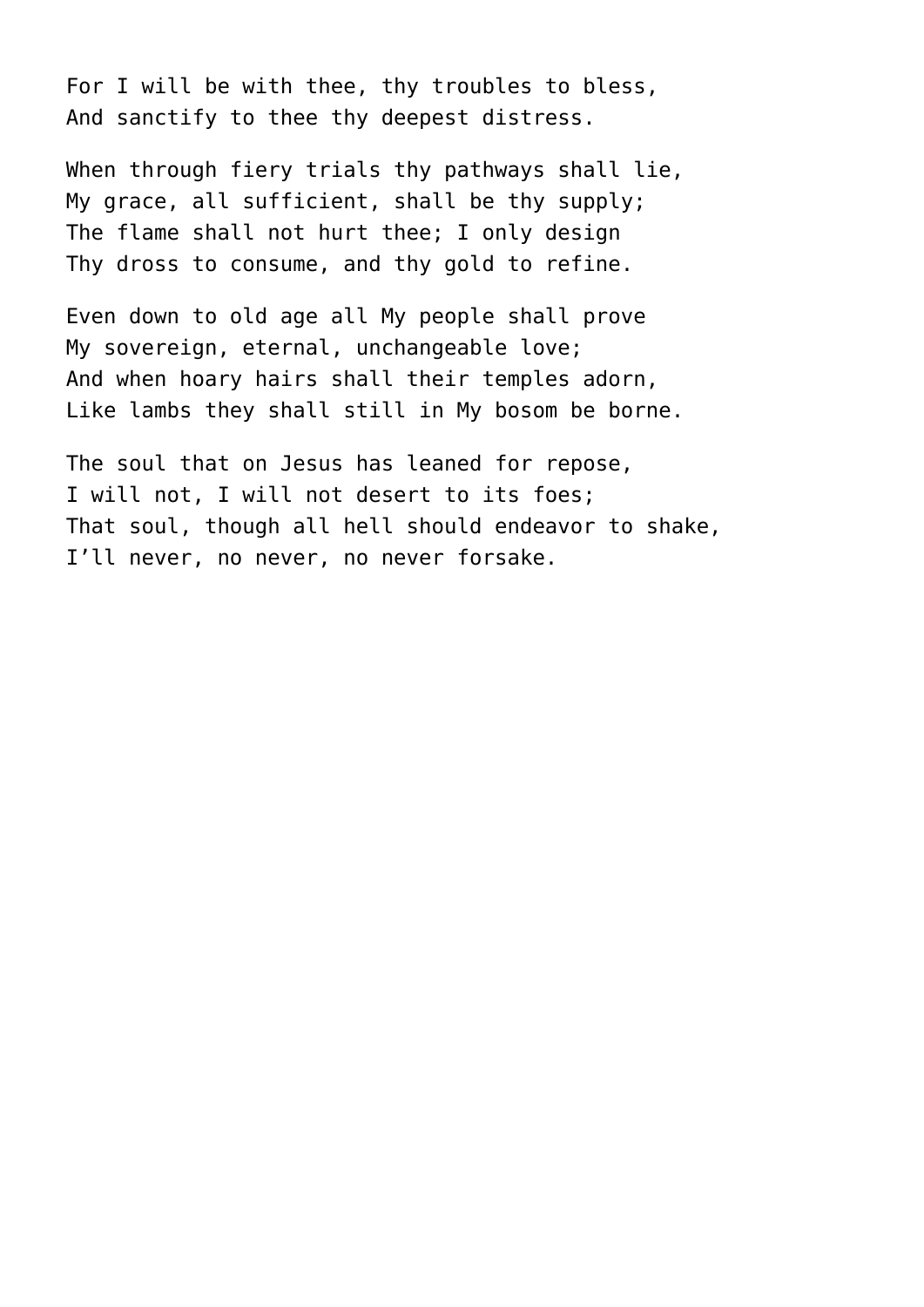For I will be with thee, thy troubles to bless,
And sanctify to thee thy deepest distress.

When through fiery trials thy pathways shall lie,
My grace, all sufficient, shall be thy supply;
The flame shall not hurt thee; I only design
Thy dross to consume, and thy gold to refine.

Even down to old age all My people shall prove
My sovereign, eternal, unchangeable love;
And when hoary hairs shall their temples adorn,
Like lambs they shall still in My bosom be borne.

The soul that on Jesus has leaned for repose,
I will not, I will not desert to its foes;
That soul, though all hell should endeavor to shake,
I'll never, no never, no never forsake.